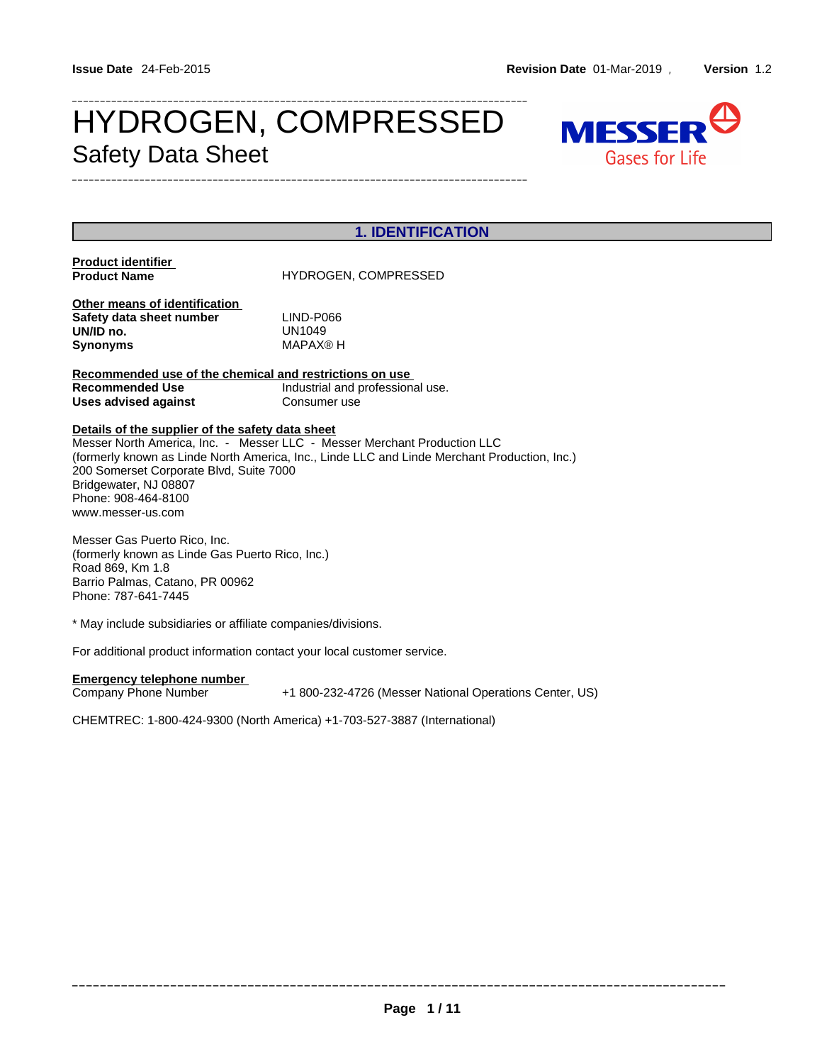Issue Date 24-Feb-2015 | Revision Date 01-Mar-2019 , | Version 1.2

# HYDROGEN, COMPRESSED

## Safety Data Sheet

## 1. IDENTIFICATION

**Product identifier**

| | |
|---|---|
| **Product Name** | HYDROGEN, COMPRESSED |

**Other means of identification**

| | |
|---|---|
| **Safety data sheet number** | LIND-P066 |
| **UN/ID no.** | UN1049 |
| **Synonyms** | MAPAX® H |

**Recommended use of the chemical and restrictions on use**

| | |
|---|---|
| **Recommended Use** | Industrial and professional use. |
| **Uses advised against** | Consumer use |

**Details of the supplier of the safety data sheet**

Messer North America, Inc. - Messer LLC - Messer Merchant Production LLC
(formerly known as Linde North America, Inc., Linde LLC and Linde Merchant Production, Inc.)
200 Somerset Corporate Blvd, Suite 7000
Bridgewater, NJ 08807
Phone: 908-464-8100
www.messer-us.com

Messer Gas Puerto Rico, Inc.
(formerly known as Linde Gas Puerto Rico, Inc.)
Road 869, Km 1.8
Barrio Palmas, Catano, PR 00962
Phone: 787-641-7445

* May include subsidiaries or affiliate companies/divisions.

For additional product information contact your local customer service.

**Emergency telephone number**

| | |
|---|---|
| Company Phone Number | +1 800-232-4726 (Messer National Operations Center, US) |

CHEMTREC: 1-800-424-9300 (North America) +1-703-527-3887 (International)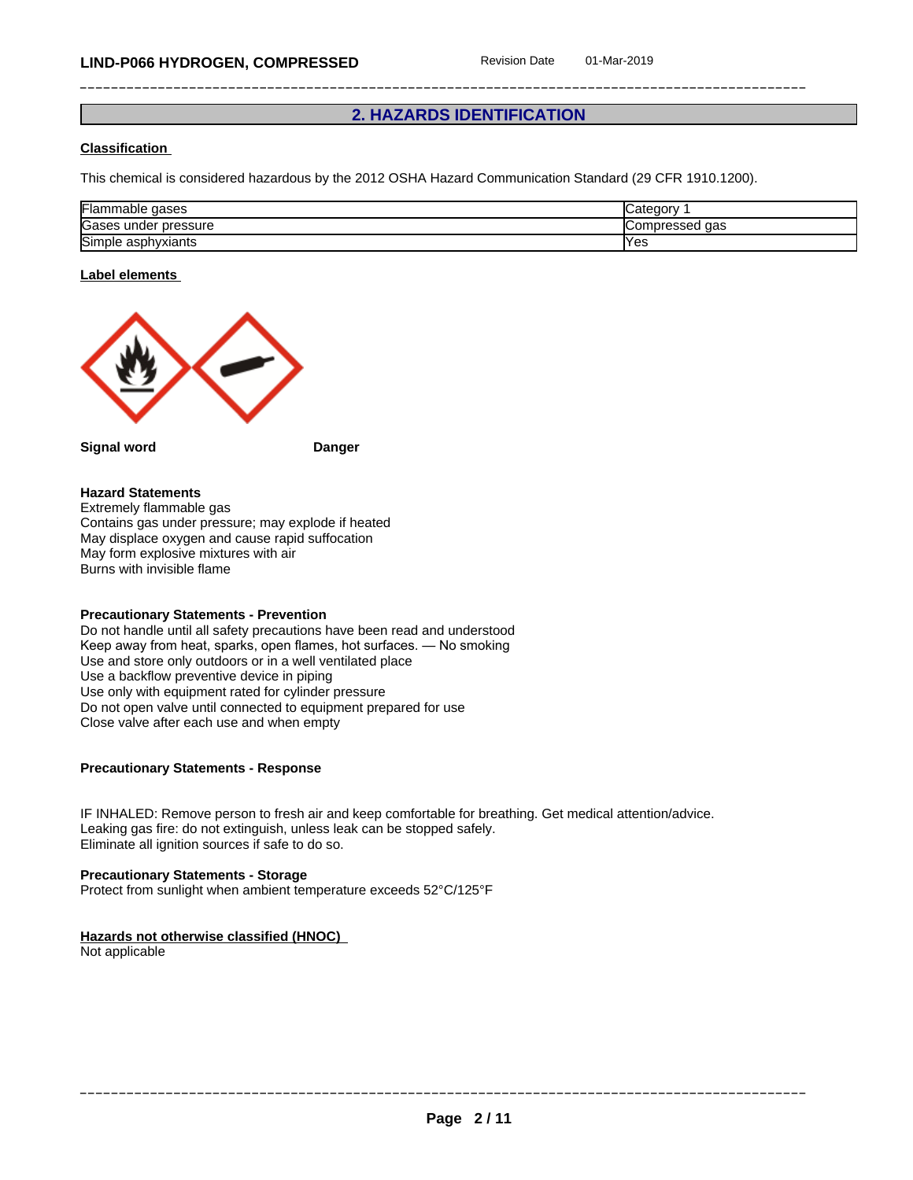## 2. HAZARDS IDENTIFICATION

**Classification**

This chemical is considered hazardous by the 2012 OSHA Hazard Communication Standard (29 CFR 1910.1200).

| Flammable gases | Category 1 |
|---|---|
| Gases under pressure | Compressed gas |
| Simple asphyxiants | Yes |

**Label elements**

**Signal word** **Danger**

**Hazard Statements**
Extremely flammable gas
Contains gas under pressure; may explode if heated
May displace oxygen and cause rapid suffocation
May form explosive mixtures with air
Burns with invisible flame

**Precautionary Statements - Prevention**
Do not handle until all safety precautions have been read and understood
Keep away from heat, sparks, open flames, hot surfaces. — No smoking
Use and store only outdoors or in a well ventilated place
Use a backflow preventive device in piping
Use only with equipment rated for cylinder pressure
Do not open valve until connected to equipment prepared for use
Close valve after each use and when empty

**Precautionary Statements - Response**

IF INHALED: Remove person to fresh air and keep comfortable for breathing. Get medical attention/advice.
Leaking gas fire: do not extinguish, unless leak can be stopped safely.
Eliminate all ignition sources if safe to do so.

**Precautionary Statements - Storage**
Protect from sunlight when ambient temperature exceeds 52°C/125°F

**Hazards not otherwise classified (HNOC)**
Not applicable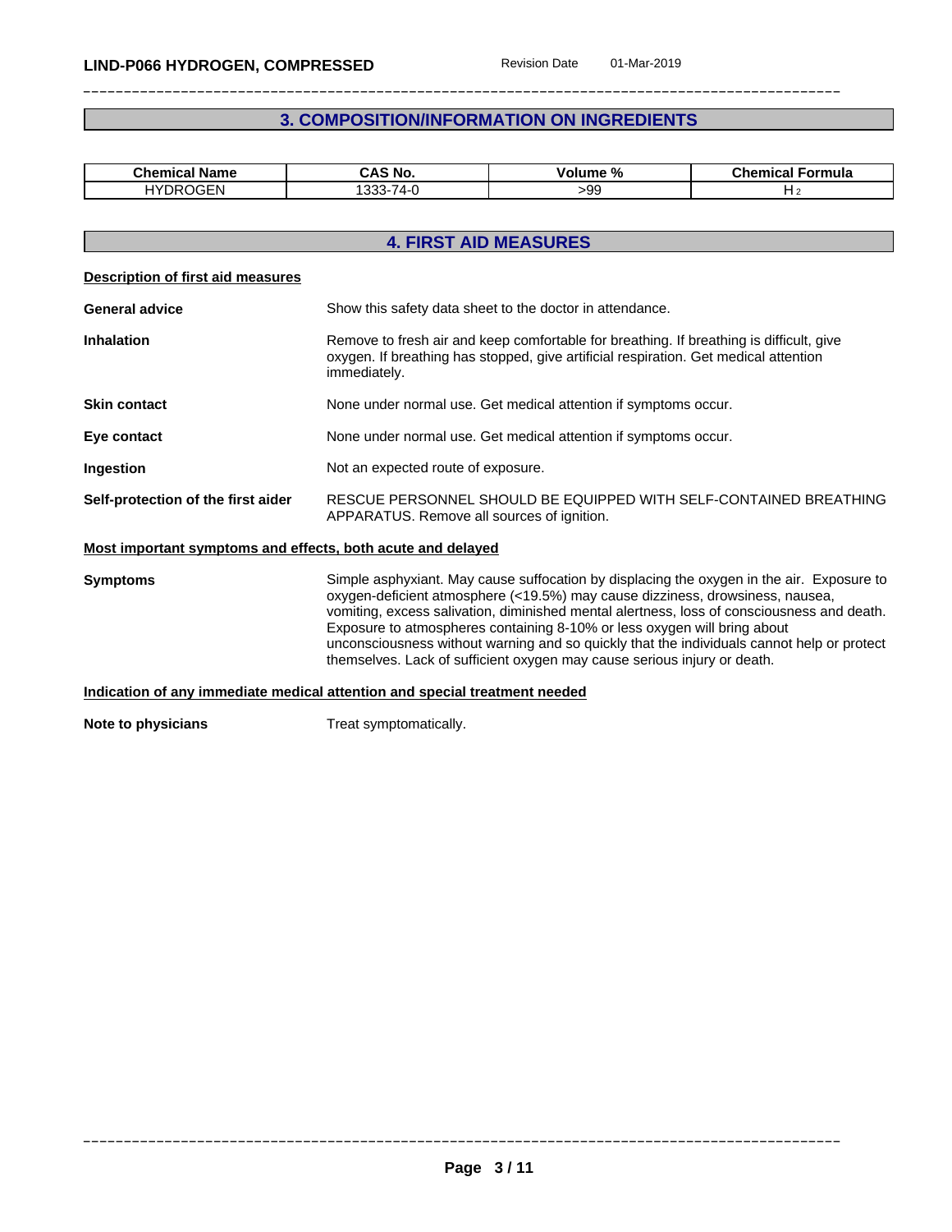## 3. COMPOSITION/INFORMATION ON INGREDIENTS

| Chemical Name | CAS No. | Volume % | Chemical Formula |
|---|---|---|---|
| HYDROGEN | 1333-74-0 | >99 | $H_2$ |

## 4. FIRST AID MEASURES

### Description of first aid measures

**General advice** Show this safety data sheet to the doctor in attendance.

**Inhalation** Remove to fresh air and keep comfortable for breathing. If breathing is difficult, give oxygen. If breathing has stopped, give artificial respiration. Get medical attention immediately.

**Skin contact** None under normal use. Get medical attention if symptoms occur.

**Eye contact** None under normal use. Get medical attention if symptoms occur.

**Ingestion** Not an expected route of exposure.

**Self-protection of the first aider** RESCUE PERSONNEL SHOULD BE EQUIPPED WITH SELF-CONTAINED BREATHING APPARATUS. Remove all sources of ignition.

### Most important symptoms and effects, both acute and delayed

**Symptoms** Simple asphyxiant. May cause suffocation by displacing the oxygen in the air. Exposure to oxygen-deficient atmosphere (<19.5%) may cause dizziness, drowsiness, nausea, vomiting, excess salivation, diminished mental alertness, loss of consciousness and death. Exposure to atmospheres containing 8-10% or less oxygen will bring about unconsciousness without warning and so quickly that the individuals cannot help or protect themselves. Lack of sufficient oxygen may cause serious injury or death.

### Indication of any immediate medical attention and special treatment needed

**Note to physicians** Treat symptomatically.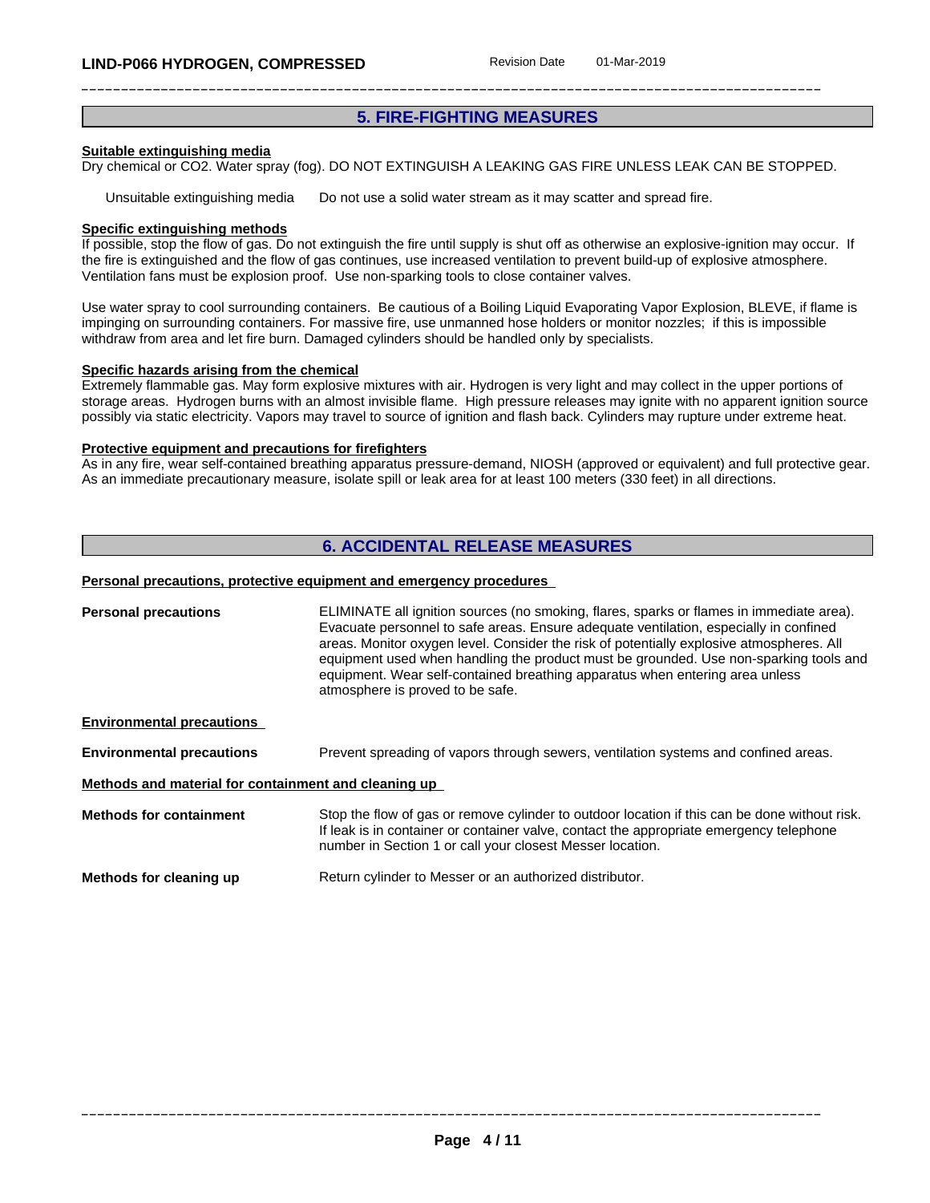## 5. FIRE-FIGHTING MEASURES

**Suitable extinguishing media**

Dry chemical or $CO_2$. Water spray (fog). DO NOT EXTINGUISH A LEAKING GAS FIRE UNLESS LEAK CAN BE STOPPED.

Unsuitable extinguishing media  Do not use a solid water stream as it may scatter and spread fire.

**Specific extinguishing methods**

If possible, stop the flow of gas. Do not extinguish the fire until supply is shut off as otherwise an explosive-ignition may occur. If the fire is extinguished and the flow of gas continues, use increased ventilation to prevent build-up of explosive atmosphere. Ventilation fans must be explosion proof. Use non-sparking tools to close container valves.

Use water spray to cool surrounding containers. Be cautious of a Boiling Liquid Evaporating Vapor Explosion, BLEVE, if flame is impinging on surrounding containers. For massive fire, use unmanned hose holders or monitor nozzles; if this is impossible withdraw from area and let fire burn. Damaged cylinders should be handled only by specialists.

**Specific hazards arising from the chemical**

Extremely flammable gas. May form explosive mixtures with air. Hydrogen is very light and may collect in the upper portions of storage areas. Hydrogen burns with an almost invisible flame. High pressure releases may ignite with no apparent ignition source possibly via static electricity. Vapors may travel to source of ignition and flash back. Cylinders may rupture under extreme heat.

**Protective equipment and precautions for firefighters**

As in any fire, wear self-contained breathing apparatus pressure-demand, NIOSH (approved or equivalent) and full protective gear. As an immediate precautionary measure, isolate spill or leak area for at least 100 meters (330 feet) in all directions.

## 6. ACCIDENTAL RELEASE MEASURES

**Personal precautions, protective equipment and emergency procedures**

**Personal precautions** ELIMINATE all ignition sources (no smoking, flares, sparks or flames in immediate area). Evacuate personnel to safe areas. Ensure adequate ventilation, especially in confined areas. Monitor oxygen level. Consider the risk of potentially explosive atmospheres. All equipment used when handling the product must be grounded. Use non-sparking tools and equipment. Wear self-contained breathing apparatus when entering area unless atmosphere is proved to be safe.

**Environmental precautions**

**Environmental precautions** Prevent spreading of vapors through sewers, ventilation systems and confined areas.

**Methods and material for containment and cleaning up**

**Methods for containment** Stop the flow of gas or remove cylinder to outdoor location if this can be done without risk. If leak is in container or container valve, contact the appropriate emergency telephone number in Section 1 or call your closest Messer location.

**Methods for cleaning up** Return cylinder to Messer or an authorized distributor.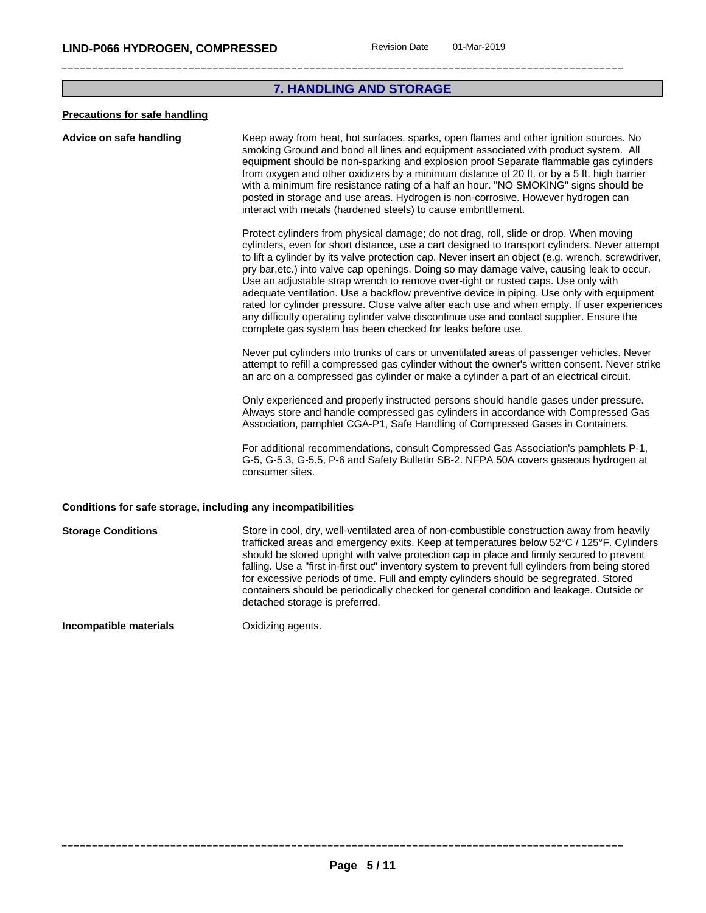## 7. HANDLING AND STORAGE

**Precautions for safe handling**

**Advice on safe handling**

Keep away from heat, hot surfaces, sparks, open flames and other ignition sources. No smoking Ground and bond all lines and equipment associated with product system. All equipment should be non-sparking and explosion proof Separate flammable gas cylinders from oxygen and other oxidizers by a minimum distance of 20 ft. or by a 5 ft. high barrier with a minimum fire resistance rating of a half an hour. "NO SMOKING" signs should be posted in storage and use areas. Hydrogen is non-corrosive. However hydrogen can interact with metals (hardened steels) to cause embrittlement.

Protect cylinders from physical damage; do not drag, roll, slide or drop. When moving cylinders, even for short distance, use a cart designed to transport cylinders. Never attempt to lift a cylinder by its valve protection cap. Never insert an object (e.g. wrench, screwdriver, pry bar,etc.) into valve cap openings. Doing so may damage valve, causing leak to occur. Use an adjustable strap wrench to remove over-tight or rusted caps. Use only with adequate ventilation. Use a backflow preventive device in piping. Use only with equipment rated for cylinder pressure. Close valve after each use and when empty. If user experiences any difficulty operating cylinder valve discontinue use and contact supplier. Ensure the complete gas system has been checked for leaks before use.

Never put cylinders into trunks of cars or unventilated areas of passenger vehicles. Never attempt to refill a compressed gas cylinder without the owner's written consent. Never strike an arc on a compressed gas cylinder or make a cylinder a part of an electrical circuit.

Only experienced and properly instructed persons should handle gases under pressure. Always store and handle compressed gas cylinders in accordance with Compressed Gas Association, pamphlet CGA-P1, Safe Handling of Compressed Gases in Containers.

For additional recommendations, consult Compressed Gas Association's pamphlets P-1, G-5, G-5.3, G-5.5, P-6 and Safety Bulletin SB-2. NFPA 50A covers gaseous hydrogen at consumer sites.

**Conditions for safe storage, including any incompatibilities**

**Storage Conditions**

Store in cool, dry, well-ventilated area of non-combustible construction away from heavily trafficked areas and emergency exits. Keep at temperatures below 52°C / 125°F. Cylinders should be stored upright with valve protection cap in place and firmly secured to prevent falling. Use a "first in-first out" inventory system to prevent full cylinders from being stored for excessive periods of time. Full and empty cylinders should be segregrated. Stored containers should be periodically checked for general condition and leakage. Outside or detached storage is preferred.

**Incompatible materials**

Oxidizing agents.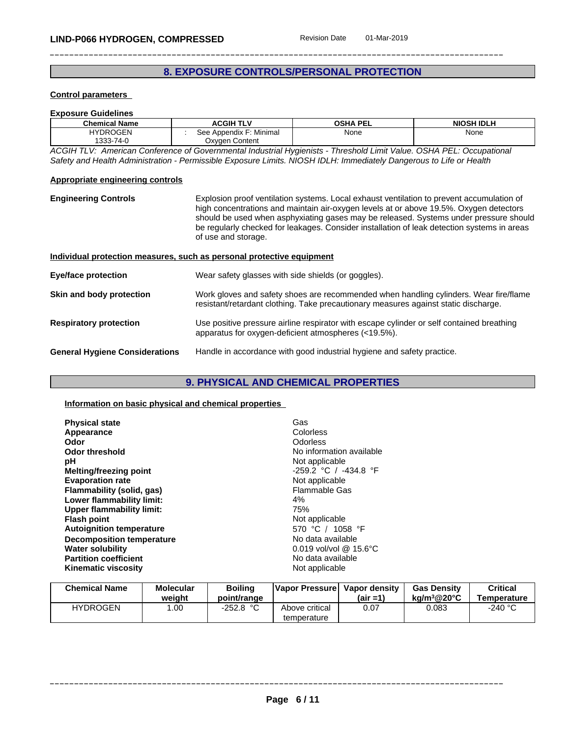## 8. EXPOSURE CONTROLS/PERSONAL PROTECTION

**Control parameters**

**Exposure Guidelines**

| Chemical Name | ACGIH TLV | OSHA PEL | NIOSH IDLH |
|---|---|---|---|
| HYDROGEN 1333-74-0 | : See Appendix F: Minimal Oxygen Content | None | None |

*ACGIH TLV: American Conference of Governmental Industrial Hygienists - Threshold Limit Value. OSHA PEL: Occupational Safety and Health Administration - Permissible Exposure Limits. NIOSH IDLH: Immediately Dangerous to Life or Health*

**Appropriate engineering controls**

**Engineering Controls**
Explosion proof ventilation systems. Local exhaust ventilation to prevent accumulation of high concentrations and maintain air-oxygen levels at or above 19.5%. Oxygen detectors should be used when asphyxiating gases may be released. Systems under pressure should be regularly checked for leakages. Consider installation of leak detection systems in areas of use and storage.

**Individual protection measures, such as personal protective equipment**

**Eye/face protection**
Wear safety glasses with side shields (or goggles).

**Skin and body protection**
Work gloves and safety shoes are recommended when handling cylinders. Wear fire/flame resistant/retardant clothing. Take precautionary measures against static discharge.

**Respiratory protection**
Use positive pressure airline respirator with escape cylinder or self contained breathing apparatus for oxygen-deficient atmospheres (<19.5%).

**General Hygiene Considerations**
Handle in accordance with good industrial hygiene and safety practice.

## 9. PHYSICAL AND CHEMICAL PROPERTIES

**Information on basic physical and chemical properties**

| | |
|---|---|
| **Physical state** | Gas |
| **Appearance** | Colorless |
| **Odor** | Odorless |
| **Odor threshold** | No information available |
| **pH** | Not applicable |
| **Melting/freezing point** | -259.2 °C / -434.8 °F |
| **Evaporation rate** | Not applicable |
| **Flammability (solid, gas)** | Flammable Gas |
| **Lower flammability limit:** | 4% |
| **Upper flammability limit:** | 75% |
| **Flash point** | Not applicable |
| **Autoignition temperature** | 570 °C / 1058 °F |
| **Decomposition temperature** | No data available |
| **Water solubility** | 0.019 vol/vol @ 15.6°C |
| **Partition coefficient** | No data available |
| **Kinematic viscosity** | Not applicable |

| Chemical Name | Molecular weight | Boiling point/range | Vapor Pressure | Vapor density (air =1) | Gas Density kg/m³@20°C | Critical Temperature |
|---|---|---|---|---|---|---|
| HYDROGEN | 1.00 | -252.8 °C | Above critical temperature | 0.07 | 0.083 | -240 °C |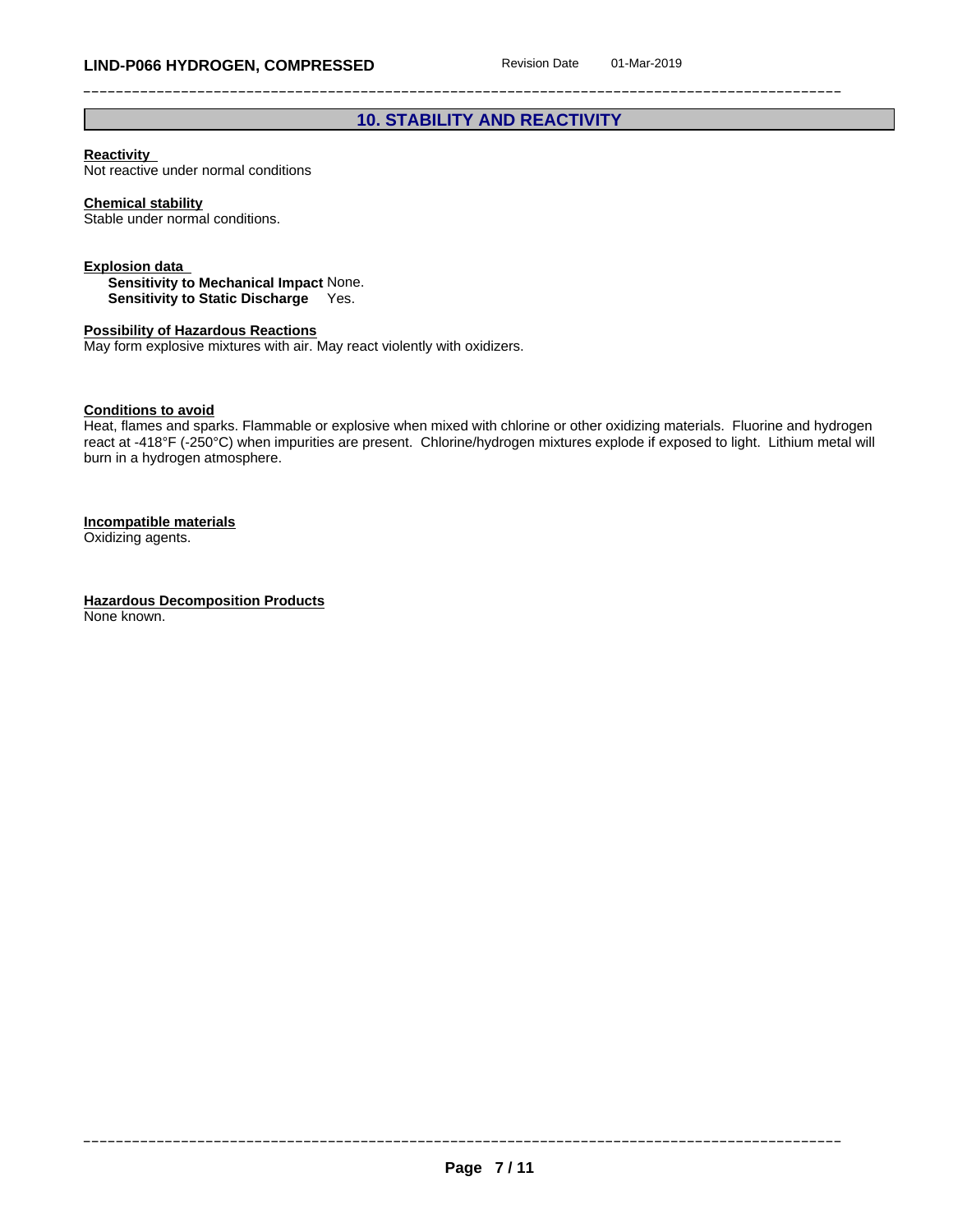## 10. STABILITY AND REACTIVITY

**Reactivity**
Not reactive under normal conditions

**Chemical stability**
Stable under normal conditions.

**Explosion data**
**Sensitivity to Mechanical Impact** None.
**Sensitivity to Static Discharge** Yes.

**Possibility of Hazardous Reactions**
May form explosive mixtures with air. May react violently with oxidizers.

**Conditions to avoid**
Heat, flames and sparks. Flammable or explosive when mixed with chlorine or other oxidizing materials. Fluorine and hydrogen react at -418°F (-250°C) when impurities are present. Chlorine/hydrogen mixtures explode if exposed to light. Lithium metal will burn in a hydrogen atmosphere.

**Incompatible materials**
Oxidizing agents.

**Hazardous Decomposition Products**
None known.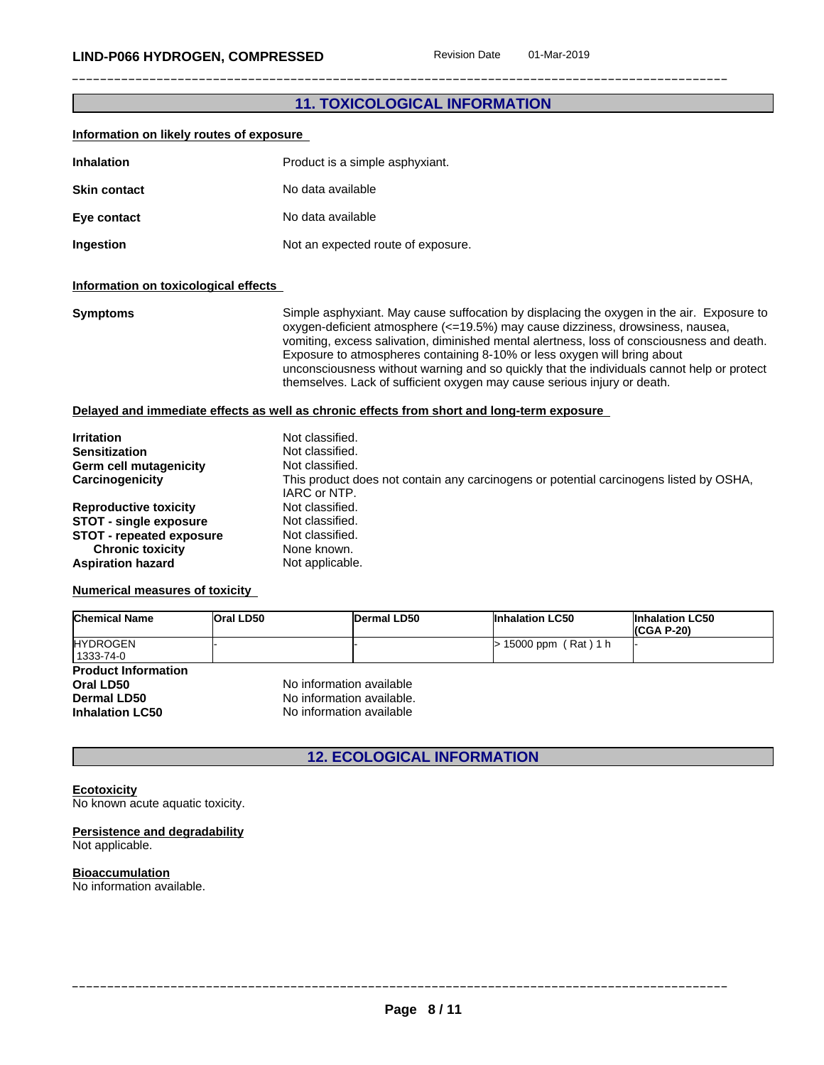## 11. TOXICOLOGICAL INFORMATION

### Information on likely routes of exposure

**Inhalation** Product is a simple asphyxiant.

**Skin contact** No data available

**Eye contact** No data available

**Ingestion** Not an expected route of exposure.

### Information on toxicological effects

**Symptoms** Simple asphyxiant. May cause suffocation by displacing the oxygen in the air. Exposure to oxygen-deficient atmosphere (<=19.5%) may cause dizziness, drowsiness, nausea, vomiting, excess salivation, diminished mental alertness, loss of consciousness and death. Exposure to atmospheres containing 8-10% or less oxygen will bring about unconsciousness without warning and so quickly that the individuals cannot help or protect themselves. Lack of sufficient oxygen may cause serious injury or death.

### Delayed and immediate effects as well as chronic effects from short and long-term exposure

**Irritation** Not classified.
**Sensitization** Not classified.
**Germ cell mutagenicity** Not classified.
**Carcinogenicity** This product does not contain any carcinogens or potential carcinogens listed by OSHA, IARC or NTP.
**Reproductive toxicity** Not classified.
**STOT - single exposure** Not classified.
**STOT - repeated exposure** Not classified.
**Chronic toxicity** None known.
**Aspiration hazard** Not applicable.

### Numerical measures of toxicity

| Chemical Name | Oral LD50 | Dermal LD50 | Inhalation LC50 | Inhalation LC50 (CGA P-20) |
|---|---|---|---|---|
| HYDROGEN 1333-74-0 | - | - | > 15000 ppm ( Rat ) 1 h | - |

**Product Information**
**Oral LD50** No information available
**Dermal LD50** No information available.
**Inhalation LC50** No information available

## 12. ECOLOGICAL INFORMATION

### Ecotoxicity
No known acute aquatic toxicity.

### Persistence and degradability
Not applicable.

### Bioaccumulation
No information available.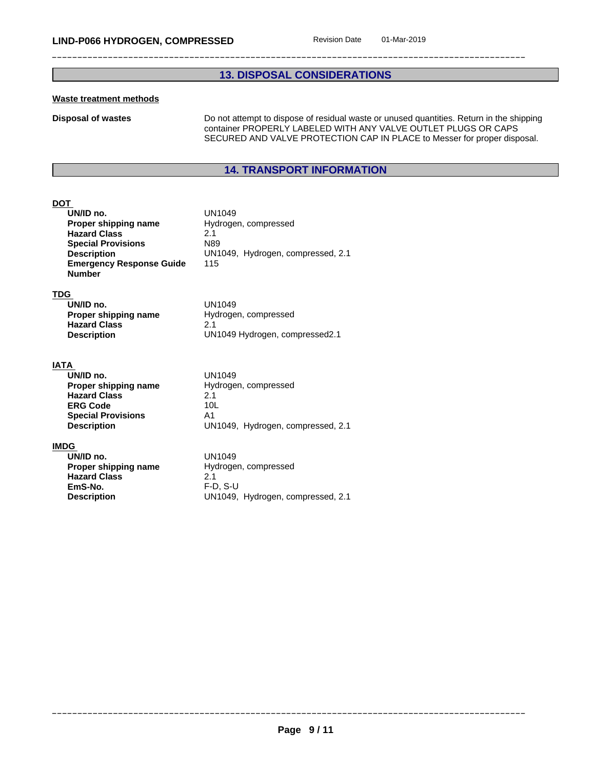## 13. DISPOSAL CONSIDERATIONS

**Waste treatment methods**

**Disposal of wastes** Do not attempt to dispose of residual waste or unused quantities. Return in the shipping container PROPERLY LABELED WITH ANY VALVE OUTLET PLUGS OR CAPS SECURED AND VALVE PROTECTION CAP IN PLACE to Messer for proper disposal.

## 14. TRANSPORT INFORMATION

**DOT**

| | |
|---|---|
| **UN/ID no.** | UN1049 |
| **Proper shipping name** | Hydrogen, compressed |
| **Hazard Class** | 2.1 |
| **Special Provisions** | N89 |
| **Description** | UN1049, Hydrogen, compressed, 2.1 |
| **Emergency Response Guide Number** | 115 |

**TDG**

| | |
|---|---|
| **UN/ID no.** | UN1049 |
| **Proper shipping name** | Hydrogen, compressed |
| **Hazard Class** | 2.1 |
| **Description** | UN1049 Hydrogen, compressed2.1 |

**IATA**

| | |
|---|---|
| **UN/ID no.** | UN1049 |
| **Proper shipping name** | Hydrogen, compressed |
| **Hazard Class** | 2.1 |
| **ERG Code** | 10L |
| **Special Provisions** | A1 |
| **Description** | UN1049, Hydrogen, compressed, 2.1 |

**IMDG**

| | |
|---|---|
| **UN/ID no.** | UN1049 |
| **Proper shipping name** | Hydrogen, compressed |
| **Hazard Class** | 2.1 |
| **EmS-No.** | F-D, S-U |
| **Description** | UN1049, Hydrogen, compressed, 2.1 |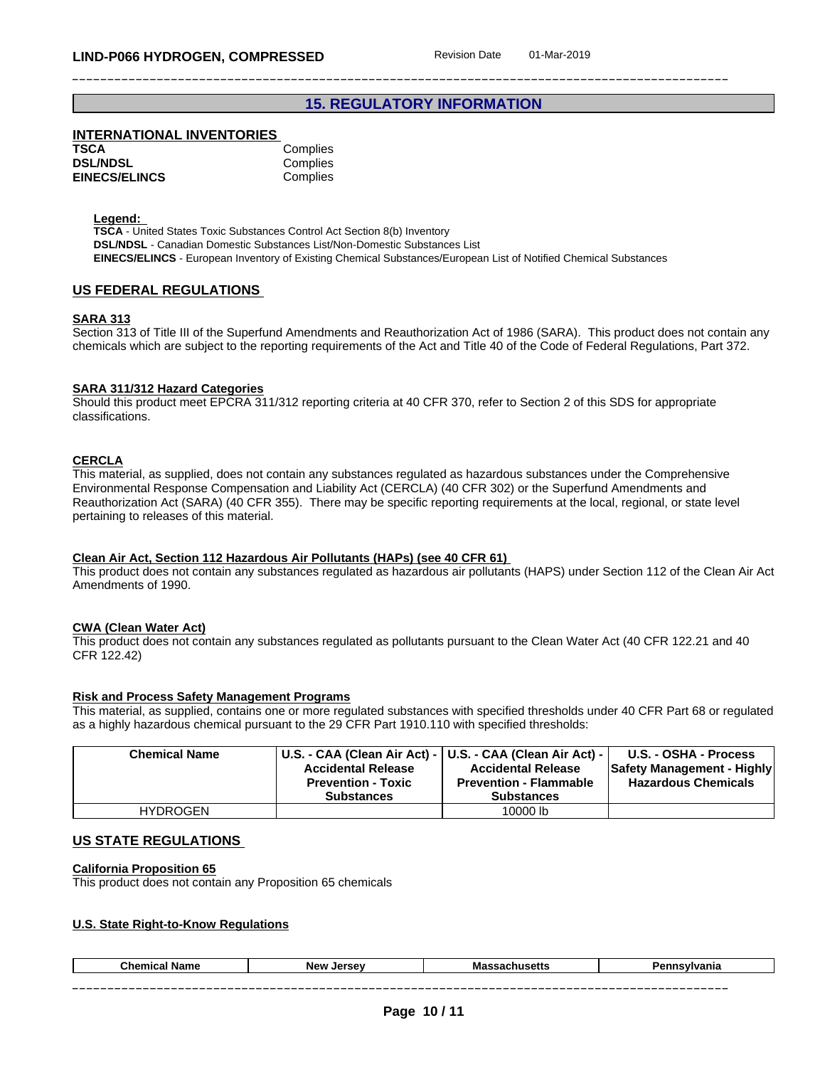## 15. REGULATORY INFORMATION

### INTERNATIONAL INVENTORIES

| | |
|---|---|
| **TSCA** | Complies |
| **DSL/NDSL** | Complies |
| **EINECS/ELINCS** | Complies |

**Legend:**
**TSCA** - United States Toxic Substances Control Act Section 8(b) Inventory
**DSL/NDSL** - Canadian Domestic Substances List/Non-Domestic Substances List
**EINECS/ELINCS** - European Inventory of Existing Chemical Substances/European List of Notified Chemical Substances

### US FEDERAL REGULATIONS

**SARA 313**
Section 313 of Title III of the Superfund Amendments and Reauthorization Act of 1986 (SARA). This product does not contain any chemicals which are subject to the reporting requirements of the Act and Title 40 of the Code of Federal Regulations, Part 372.

**SARA 311/312 Hazard Categories**
Should this product meet EPCRA 311/312 reporting criteria at 40 CFR 370, refer to Section 2 of this SDS for appropriate classifications.

**CERCLA**
This material, as supplied, does not contain any substances regulated as hazardous substances under the Comprehensive Environmental Response Compensation and Liability Act (CERCLA) (40 CFR 302) or the Superfund Amendments and Reauthorization Act (SARA) (40 CFR 355). There may be specific reporting requirements at the local, regional, or state level pertaining to releases of this material.

**Clean Air Act, Section 112 Hazardous Air Pollutants (HAPs) (see 40 CFR 61)**
This product does not contain any substances regulated as hazardous air pollutants (HAPS) under Section 112 of the Clean Air Act Amendments of 1990.

**CWA (Clean Water Act)**
This product does not contain any substances regulated as pollutants pursuant to the Clean Water Act (40 CFR 122.21 and 40 CFR 122.42)

**Risk and Process Safety Management Programs**
This material, as supplied, contains one or more regulated substances with specified thresholds under 40 CFR Part 68 or regulated as a highly hazardous chemical pursuant to the 29 CFR Part 1910.110 with specified thresholds:

| Chemical Name | U.S. - CAA (Clean Air Act) - Accidental Release Prevention - Toxic Substances | U.S. - CAA (Clean Air Act) - Accidental Release Prevention - Flammable Substances | U.S. - OSHA - Process Safety Management - Highly Hazardous Chemicals |
|---|---|---|---|
| HYDROGEN | | 10000 lb | |

### US STATE REGULATIONS

**California Proposition 65**
This product does not contain any Proposition 65 chemicals

**U.S. State Right-to-Know Regulations**

| Chemical Name | New Jersey | Massachusetts | Pennsylvania |
|---|---|---|---|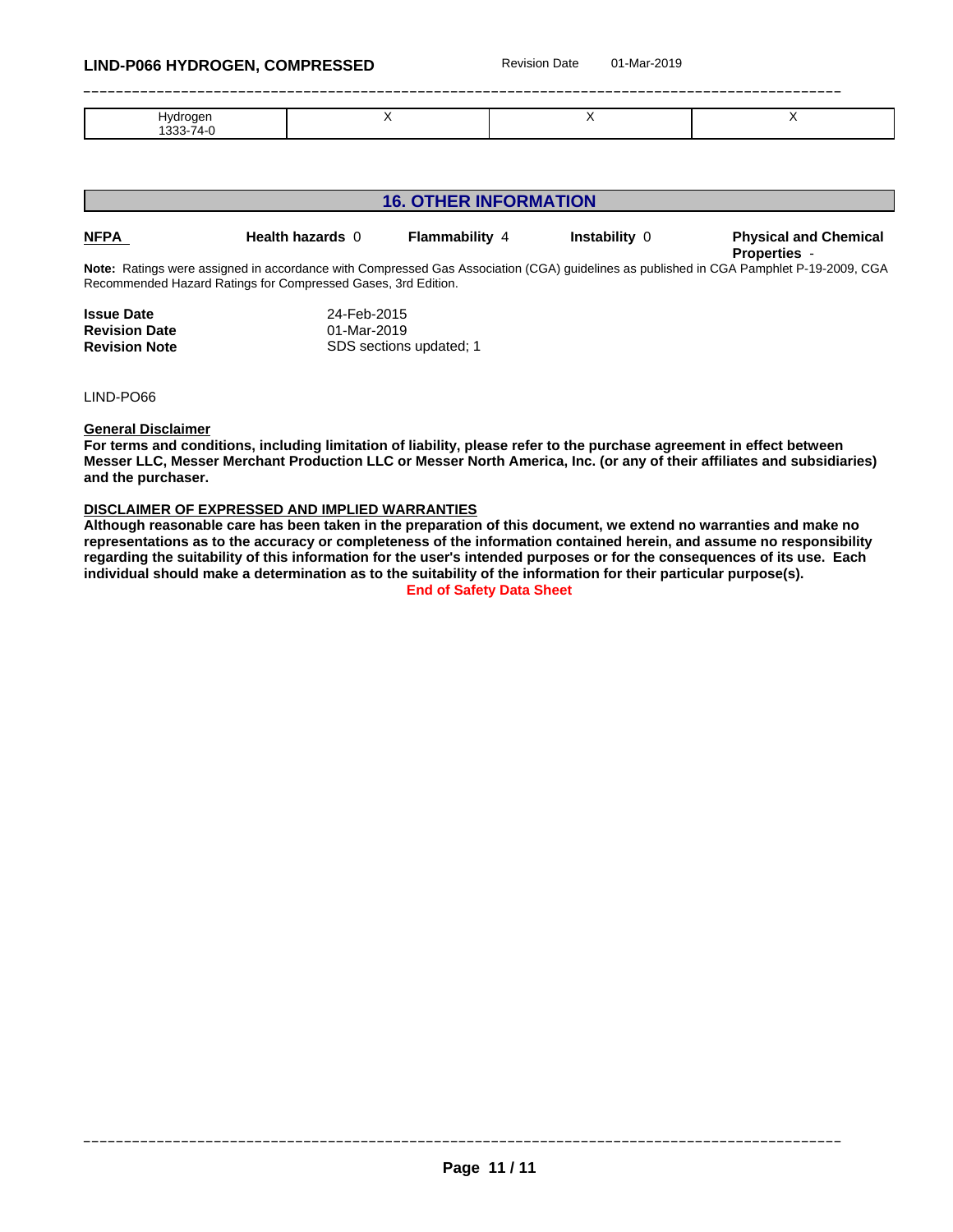| | | | |
|---|---|---|---|
| Hydrogen 1333-74-0 | X | X | X |

## 16. OTHER INFORMATION

**NFPA** **Health hazards** 0 **Flammability** 4 **Instability** 0 **Physical and Chemical Properties** -

**Note:** Ratings were assigned in accordance with Compressed Gas Association (CGA) guidelines as published in CGA Pamphlet P-19-2009, CGA Recommended Hazard Ratings for Compressed Gases, 3rd Edition.

**Issue Date** 24-Feb-2015
**Revision Date** 01-Mar-2019
**Revision Note** SDS sections updated; 1

LIND-PO66

**General Disclaimer**
**For terms and conditions, including limitation of liability, please refer to the purchase agreement in effect between Messer LLC, Messer Merchant Production LLC or Messer North America, Inc. (or any of their affiliates and subsidiaries) and the purchaser.**

**DISCLAIMER OF EXPRESSED AND IMPLIED WARRANTIES**
**Although reasonable care has been taken in the preparation of this document, we extend no warranties and make no representations as to the accuracy or completeness of the information contained herein, and assume no responsibility regarding the suitability of this information for the user's intended purposes or for the consequences of its use. Each individual should make a determination as to the suitability of the information for their particular purpose(s).**

**End of Safety Data Sheet**